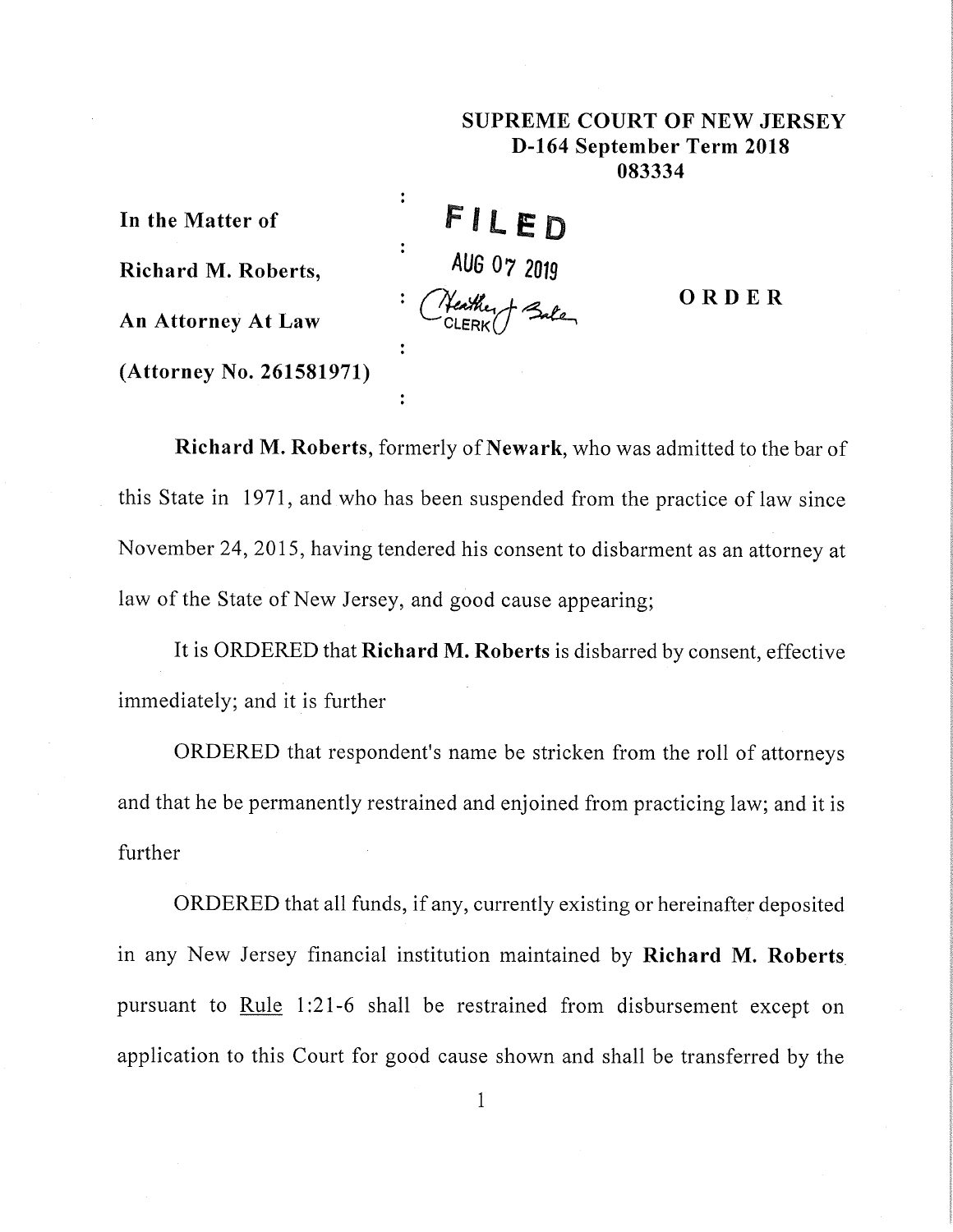**SUPREME COURT OF NEW JERSEY**
**D-164 September Term 2018**
**083334**

**In the Matter of**

**Richard M. Roberts,**

**An Attorney At Law**

**(Attorney No. 261581971)**

FILED
AUG 07 2019
Heather J. Baker
CLERK

**O R D E R**

**Richard M. Roberts**, formerly of **Newark**, who was admitted to the bar of this State in 1971, and who has been suspended from the practice of law since November 24, 2015, having tendered his consent to disbarment as an attorney at law of the State of New Jersey, and good cause appearing;

It is ORDERED that **Richard M. Roberts** is disbarred by consent, effective immediately; and it is further

ORDERED that respondent's name be stricken from the roll of attorneys and that he be permanently restrained and enjoined from practicing law; and it is further

ORDERED that all funds, if any, currently existing or hereinafter deposited in any New Jersey financial institution maintained by **Richard M. Roberts** pursuant to Rule 1:21-6 shall be restrained from disbursement except on application to this Court for good cause shown and shall be transferred by the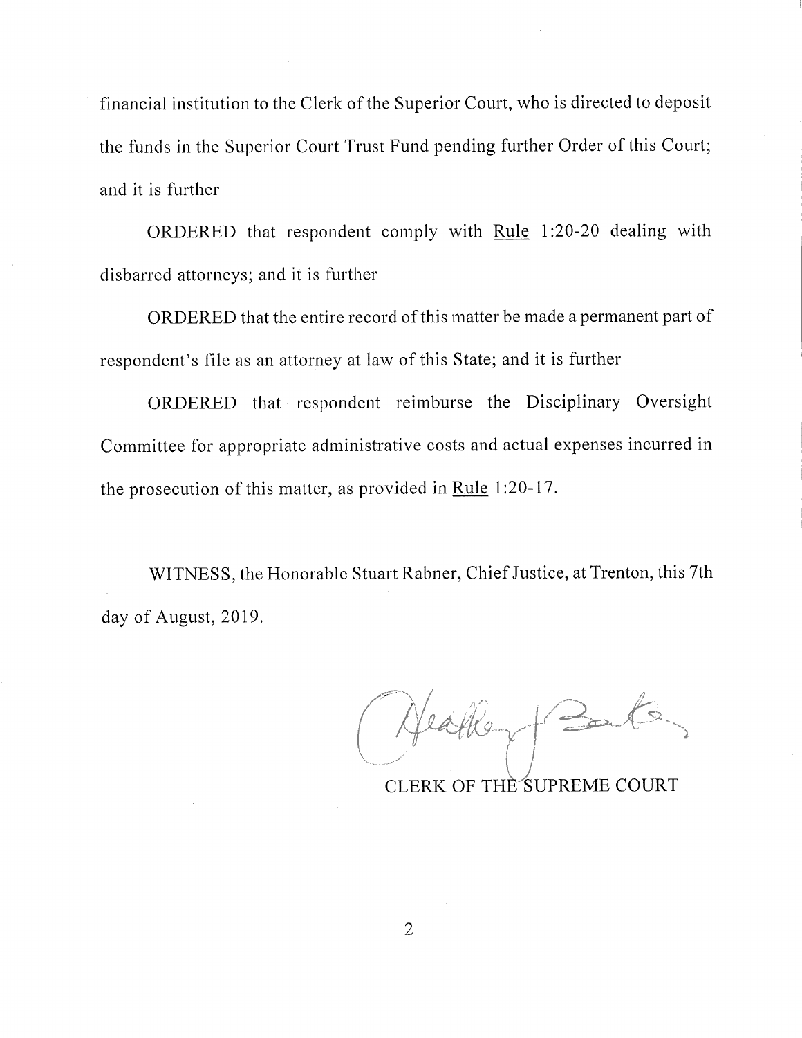financial institution to the Clerk of the Superior Court, who is directed to deposit the funds in the Superior Court Trust Fund pending further Order of this Court; and it is further

ORDERED that respondent comply with Rule 1:20-20 dealing with disbarred attorneys; and it is further

ORDERED that the entire record of this matter be made a permanent part of respondent's file as an attorney at law of this State; and it is further

ORDERED that respondent reimburse the Disciplinary Oversight Committee for appropriate administrative costs and actual expenses incurred in the prosecution of this matter, as provided in Rule 1:20-17.

WITNESS, the Honorable Stuart Rabner, Chief Justice, at Trenton, this 7th day of August, 2019.

CLERK OF THE SUPREME COURT